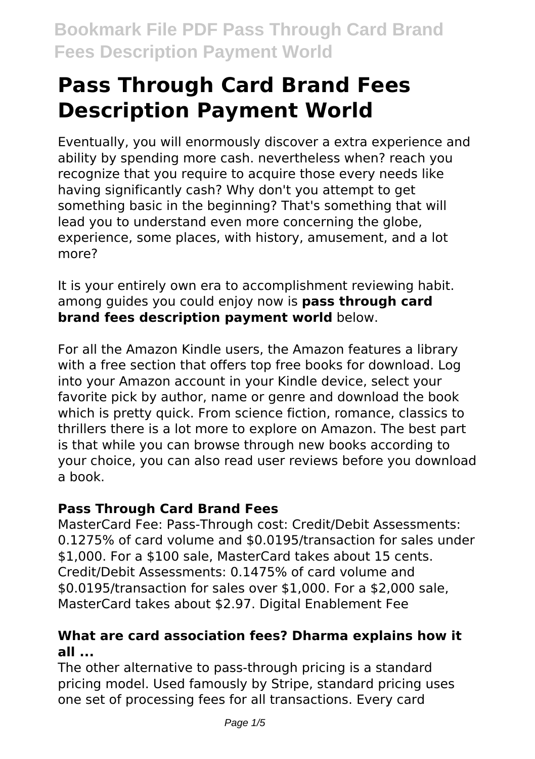# Pass Through Card Brand Fees Description Payment World

Eventually, you will enormously discover a extra experience and ability by spending more cash. nevertheless when? reach you recognize that you require to acquire those every needs like having significantly cash? Why don't you attempt to get something basic in the beginning? That's something that will lead you to understand even more concerning the globe, experience, some places, with history, amusement, and a lot more?

It is your entirely own era to accomplishment reviewing habit. among guides you could enjoy now is **pass through card brand fees description payment world** below.

For all the Amazon Kindle users, the Amazon features a library with a free section that offers top free books for download. Log into your Amazon account in your Kindle device, select your favorite pick by author, name or genre and download the book which is pretty quick. From science fiction, romance, classics to thrillers there is a lot more to explore on Amazon. The best part is that while you can browse through new books according to your choice, you can also read user reviews before you download a book.

### Pass Through Card Brand Fees

MasterCard Fee: Pass-Through cost: Credit/Debit Assessments: 0.1275% of card volume and $0.0195/transaction for sales under $1,000. For a $100 sale, MasterCard takes about 15 cents. Credit/Debit Assessments: 0.1475% of card volume and $0.0195/transaction for sales over $1,000. For a $2,000 sale, MasterCard takes about $2.97. Digital Enablement Fee

### What are card association fees? Dharma explains how it all ...

The other alternative to pass-through pricing is a standard pricing model. Used famously by Stripe, standard pricing uses one set of processing fees for all transactions. Every card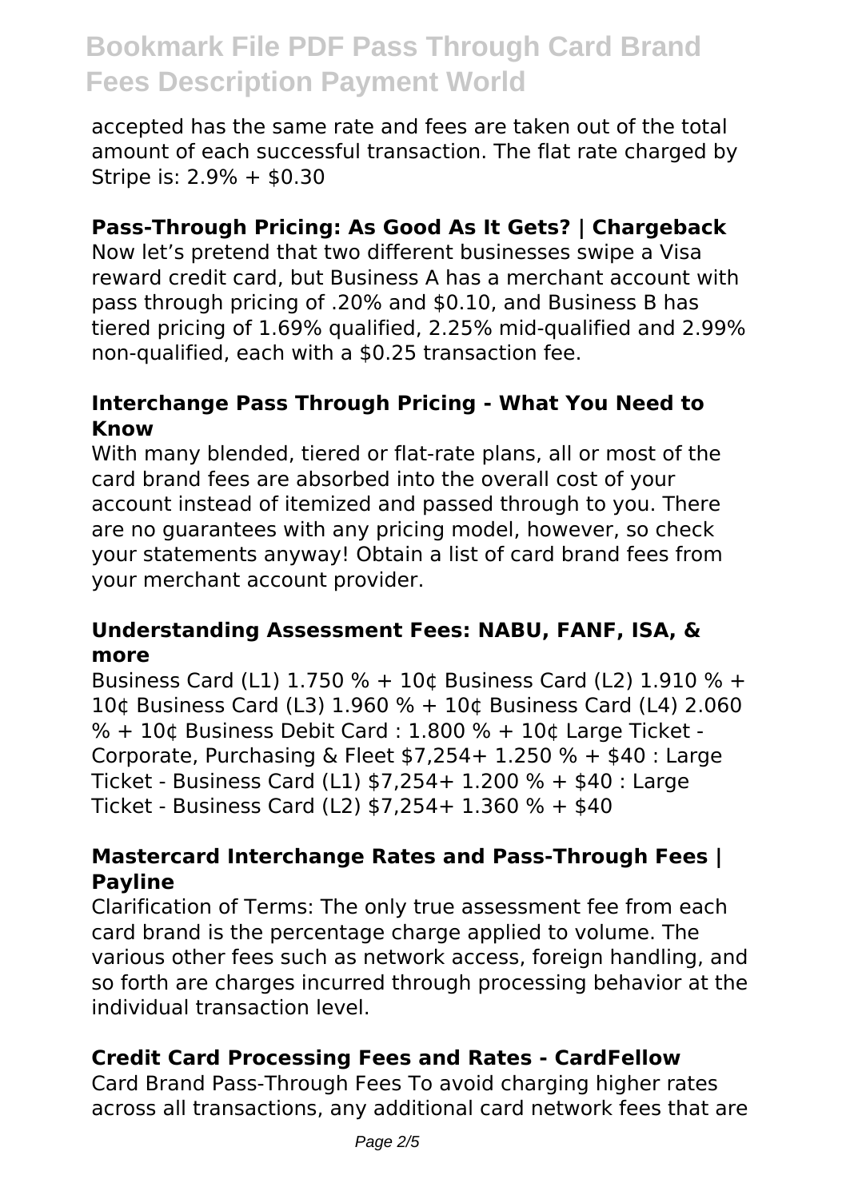accepted has the same rate and fees are taken out of the total amount of each successful transaction. The flat rate charged by Stripe is: 2.9% + $0.30

### Pass-Through Pricing: As Good As It Gets? | Chargeback

Now let's pretend that two different businesses swipe a Visa reward credit card, but Business A has a merchant account with pass through pricing of .20% and $0.10, and Business B has tiered pricing of 1.69% qualified, 2.25% mid-qualified and 2.99% non-qualified, each with a $0.25 transaction fee.

### Interchange Pass Through Pricing - What You Need to Know

With many blended, tiered or flat-rate plans, all or most of the card brand fees are absorbed into the overall cost of your account instead of itemized and passed through to you. There are no guarantees with any pricing model, however, so check your statements anyway! Obtain a list of card brand fees from your merchant account provider.

### Understanding Assessment Fees: NABU, FANF, ISA, & more

Business Card (L1) 1.750 % + 10¢ Business Card (L2) 1.910 % + 10¢ Business Card (L3) 1.960 % + 10¢ Business Card (L4) 2.060 % + 10¢ Business Debit Card : 1.800 % + 10¢ Large Ticket - Corporate, Purchasing & Fleet $7,254+ 1.250 % + $40 : Large Ticket - Business Card (L1) $7,254+ 1.200 % + $40 : Large Ticket - Business Card (L2) $7,254+ 1.360 % + $40

### Mastercard Interchange Rates and Pass-Through Fees | Payline

Clarification of Terms: The only true assessment fee from each card brand is the percentage charge applied to volume. The various other fees such as network access, foreign handling, and so forth are charges incurred through processing behavior at the individual transaction level.

### Credit Card Processing Fees and Rates - CardFellow

Card Brand Pass-Through Fees To avoid charging higher rates across all transactions, any additional card network fees that are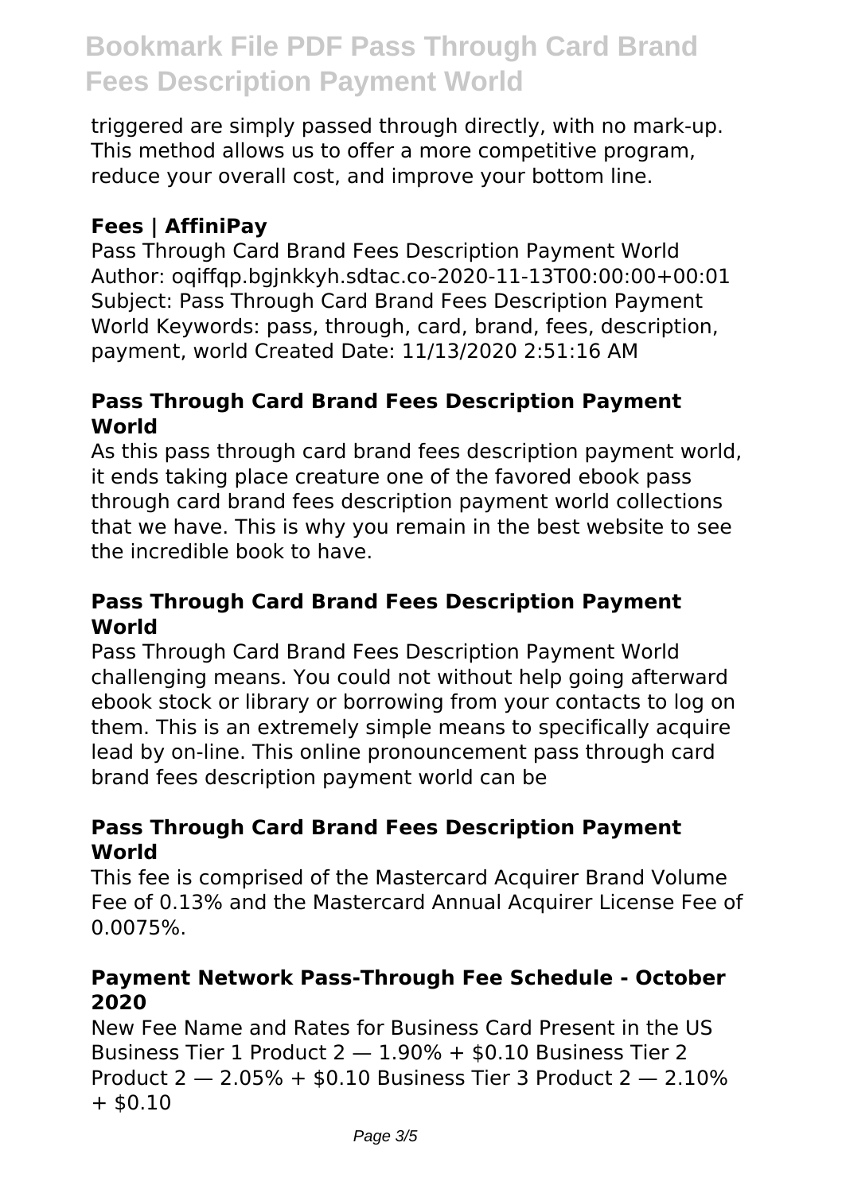triggered are simply passed through directly, with no mark-up. This method allows us to offer a more competitive program, reduce your overall cost, and improve your bottom line.

### Fees | AffiniPay

Pass Through Card Brand Fees Description Payment World Author: oqiffqp.bgjnkkyh.sdtac.co-2020-11-13T00:00:00+00:01 Subject: Pass Through Card Brand Fees Description Payment World Keywords: pass, through, card, brand, fees, description, payment, world Created Date: 11/13/2020 2:51:16 AM

### Pass Through Card Brand Fees Description Payment World

As this pass through card brand fees description payment world, it ends taking place creature one of the favored ebook pass through card brand fees description payment world collections that we have. This is why you remain in the best website to see the incredible book to have.

### Pass Through Card Brand Fees Description Payment World

Pass Through Card Brand Fees Description Payment World challenging means. You could not without help going afterward ebook stock or library or borrowing from your contacts to log on them. This is an extremely simple means to specifically acquire lead by on-line. This online pronouncement pass through card brand fees description payment world can be

### Pass Through Card Brand Fees Description Payment World

This fee is comprised of the Mastercard Acquirer Brand Volume Fee of 0.13% and the Mastercard Annual Acquirer License Fee of 0.0075%.

### Payment Network Pass-Through Fee Schedule - October 2020

New Fee Name and Rates for Business Card Present in the US Business Tier 1 Product 2 — 1.90% + $0.10 Business Tier 2 Product 2 — 2.05% + $0.10 Business Tier 3 Product 2 — 2.10% + $0.10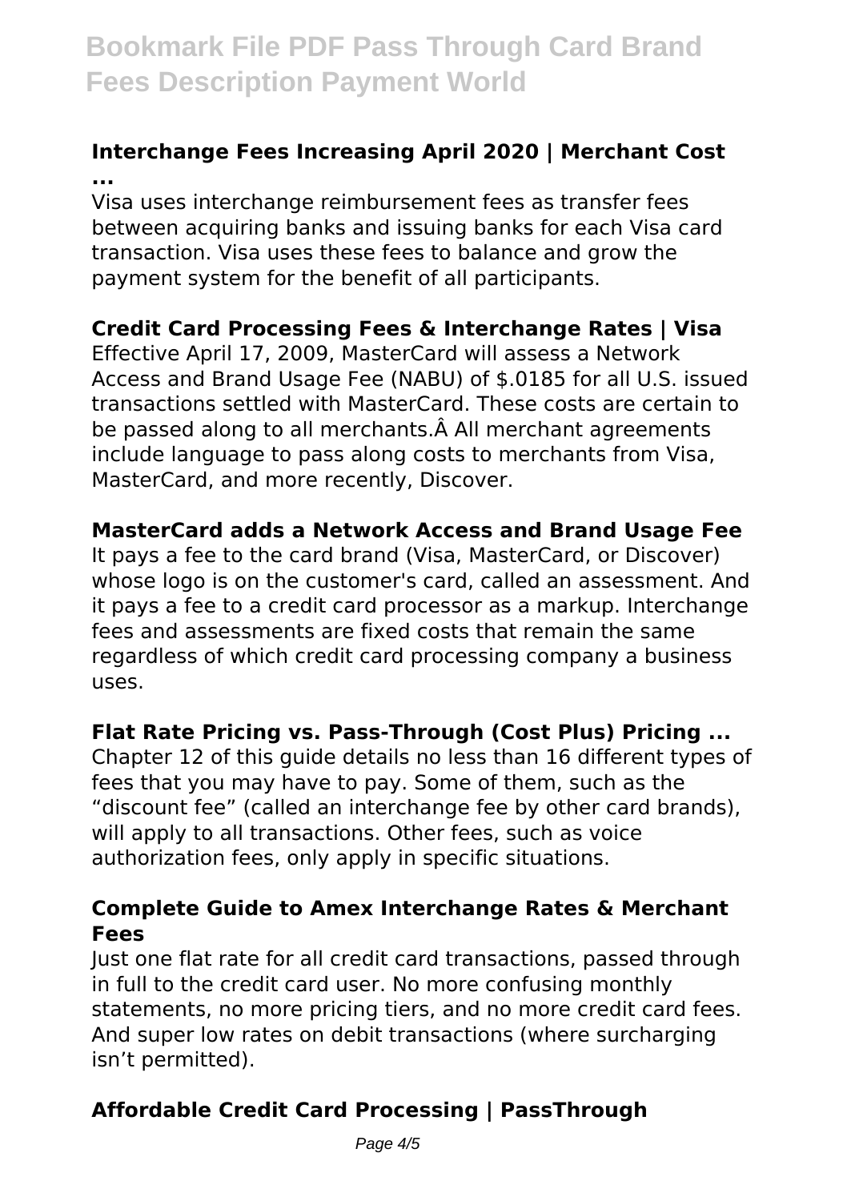### Interchange Fees Increasing April 2020 | Merchant Cost ...

Visa uses interchange reimbursement fees as transfer fees between acquiring banks and issuing banks for each Visa card transaction. Visa uses these fees to balance and grow the payment system for the benefit of all participants.

### Credit Card Processing Fees & Interchange Rates | Visa

Effective April 17, 2009, MasterCard will assess a Network Access and Brand Usage Fee (NABU) of $.0185 for all U.S. issued transactions settled with MasterCard. These costs are certain to be passed along to all merchants.Â All merchant agreements include language to pass along costs to merchants from Visa, MasterCard, and more recently, Discover.

### MasterCard adds a Network Access and Brand Usage Fee

It pays a fee to the card brand (Visa, MasterCard, or Discover) whose logo is on the customer's card, called an assessment. And it pays a fee to a credit card processor as a markup. Interchange fees and assessments are fixed costs that remain the same regardless of which credit card processing company a business uses.

### Flat Rate Pricing vs. Pass-Through (Cost Plus) Pricing ...

Chapter 12 of this guide details no less than 16 different types of fees that you may have to pay. Some of them, such as the "discount fee" (called an interchange fee by other card brands), will apply to all transactions. Other fees, such as voice authorization fees, only apply in specific situations.

### Complete Guide to Amex Interchange Rates & Merchant Fees

Just one flat rate for all credit card transactions, passed through in full to the credit card user. No more confusing monthly statements, no more pricing tiers, and no more credit card fees. And super low rates on debit transactions (where surcharging isn't permitted).

### Affordable Credit Card Processing | PassThrough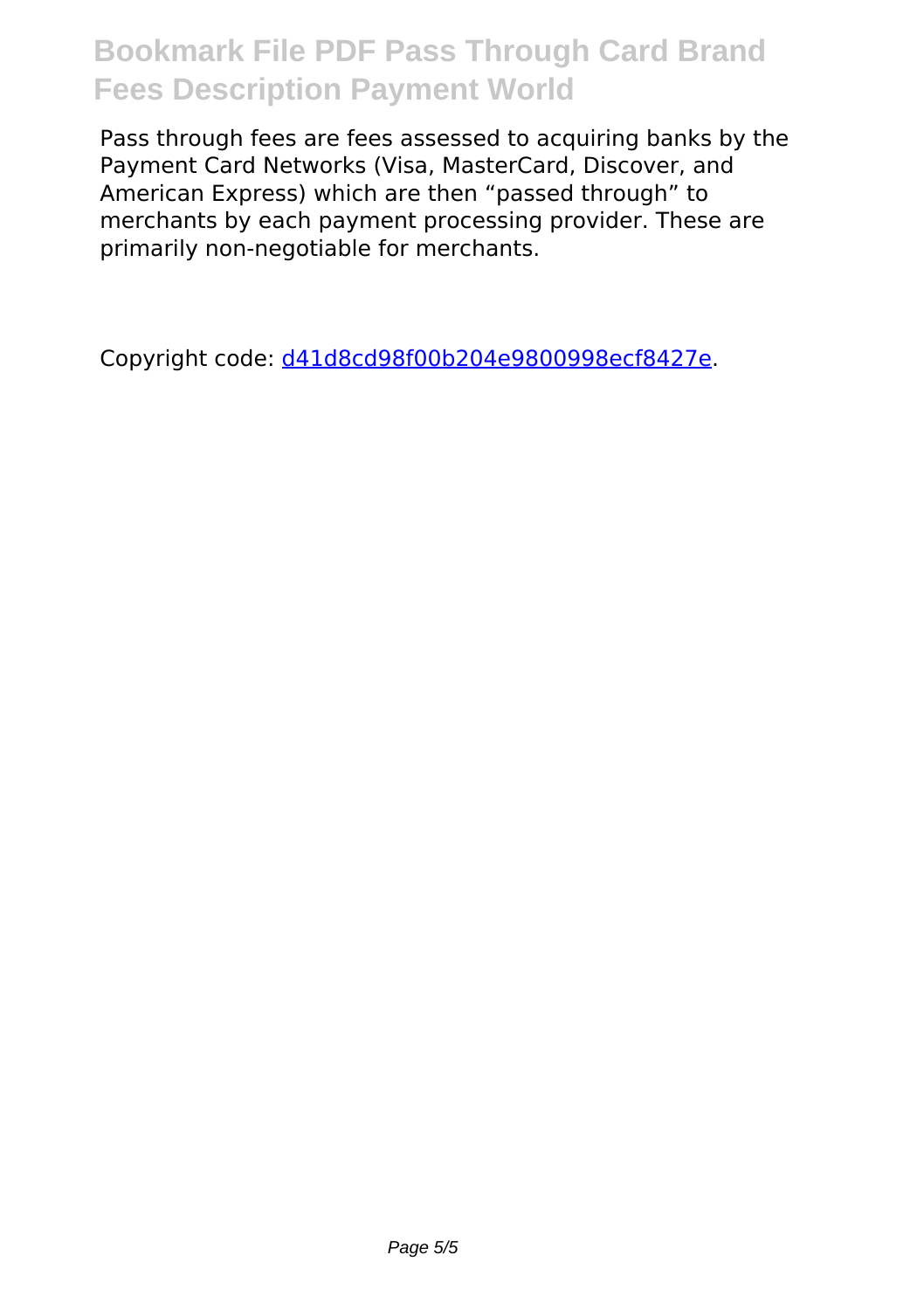Pass through fees are fees assessed to acquiring banks by the Payment Card Networks (Visa, MasterCard, Discover, and American Express) which are then “passed through” to merchants by each payment processing provider. These are primarily non-negotiable for merchants.

Copyright code: d41d8cd98f00b204e9800998ecf8427e.